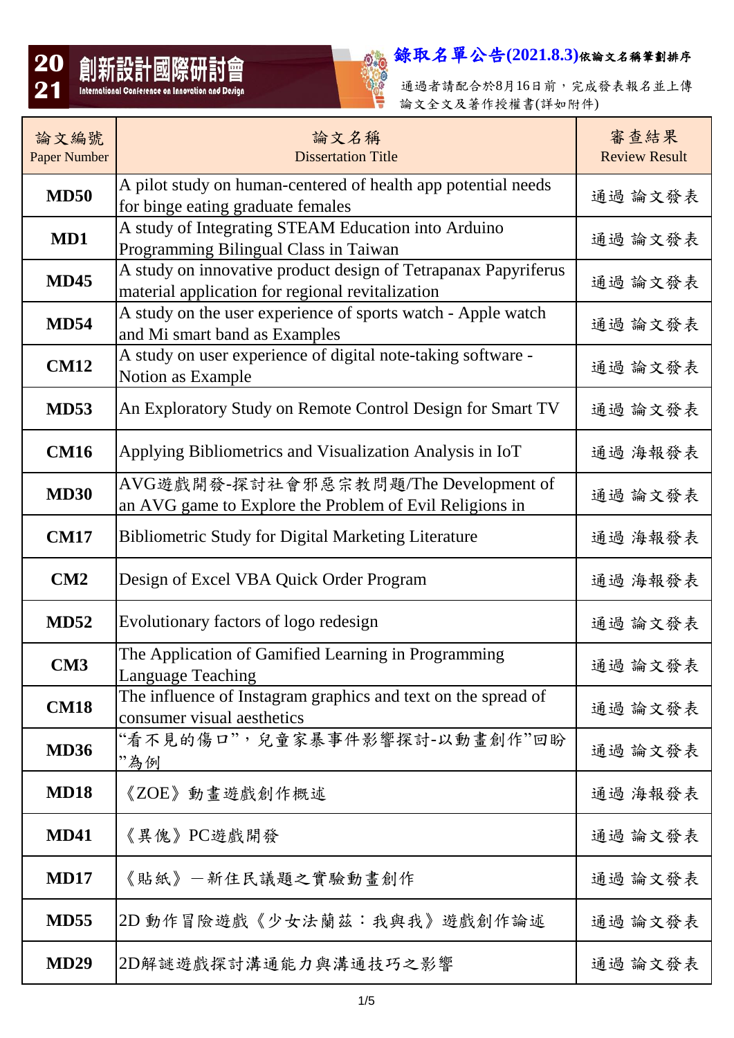# 2021 創新設計國際研討會

International Conference on Innovation and Design

## 錄取名單公告(2021.8.3)依論文名稱筆劃排序

通過者請配合於8月16日前，完成發表報名並上傳論文全文及著作授權書(詳如附件)

| 論文編號 Paper Number | 論文名稱 Dissertation Title | 審查結果 Review Result |
|---|---|---|
| **MD50** | A pilot study on human-centered of health app potential needs for binge eating graduate females | 通過 論文發表 |
| **MD1** | A study of Integrating STEAM Education into Arduino Programming Bilingual Class in Taiwan | 通過 論文發表 |
| **MD45** | A study on innovative product design of Tetrapanax Papyriferus material application for regional revitalization | 通過 論文發表 |
| **MD54** | A study on the user experience of sports watch - Apple watch and Mi smart band as Examples | 通過 論文發表 |
| **CM12** | A study on user experience of digital note-taking software - Notion as Example | 通過 論文發表 |
| **MD53** | An Exploratory Study on Remote Control Design for Smart TV | 通過 論文發表 |
| **CM16** | Applying Bibliometrics and Visualization Analysis in IoT | 通過 海報發表 |
| **MD30** | AVG遊戲開發-探討社會邪惡宗教問題/The Development of an AVG game to Explore the Problem of Evil Religions in | 通過 論文發表 |
| **CM17** | Bibliometric Study for Digital Marketing Literature | 通過 海報發表 |
| **CM2** | Design of Excel VBA Quick Order Program | 通過 海報發表 |
| **MD52** | Evolutionary factors of logo redesign | 通過 論文發表 |
| **CM3** | The Application of Gamified Learning in Programming Language Teaching | 通過 論文發表 |
| **CM18** | The influence of Instagram graphics and text on the spread of consumer visual aesthetics | 通過 論文發表 |
| **MD36** | "看不見的傷口"，兒童家暴事件影響探討-以動畫創作"回盼"為例 | 通過 論文發表 |
| **MD18** | 《ZOE》動畫遊戲創作概述 | 通過 海報發表 |
| **MD41** | 《異傀》PC遊戲開發 | 通過 論文發表 |
| **MD17** | 《貼紙》—新住民議題之實驗動畫創作 | 通過 論文發表 |
| **MD55** | 2D 動作冒險遊戲《少女法蘭茲：我與我》遊戲創作論述 | 通過 論文發表 |
| **MD29** | 2D解謎遊戲探討溝通能力與溝通技巧之影響 | 通過 論文發表 |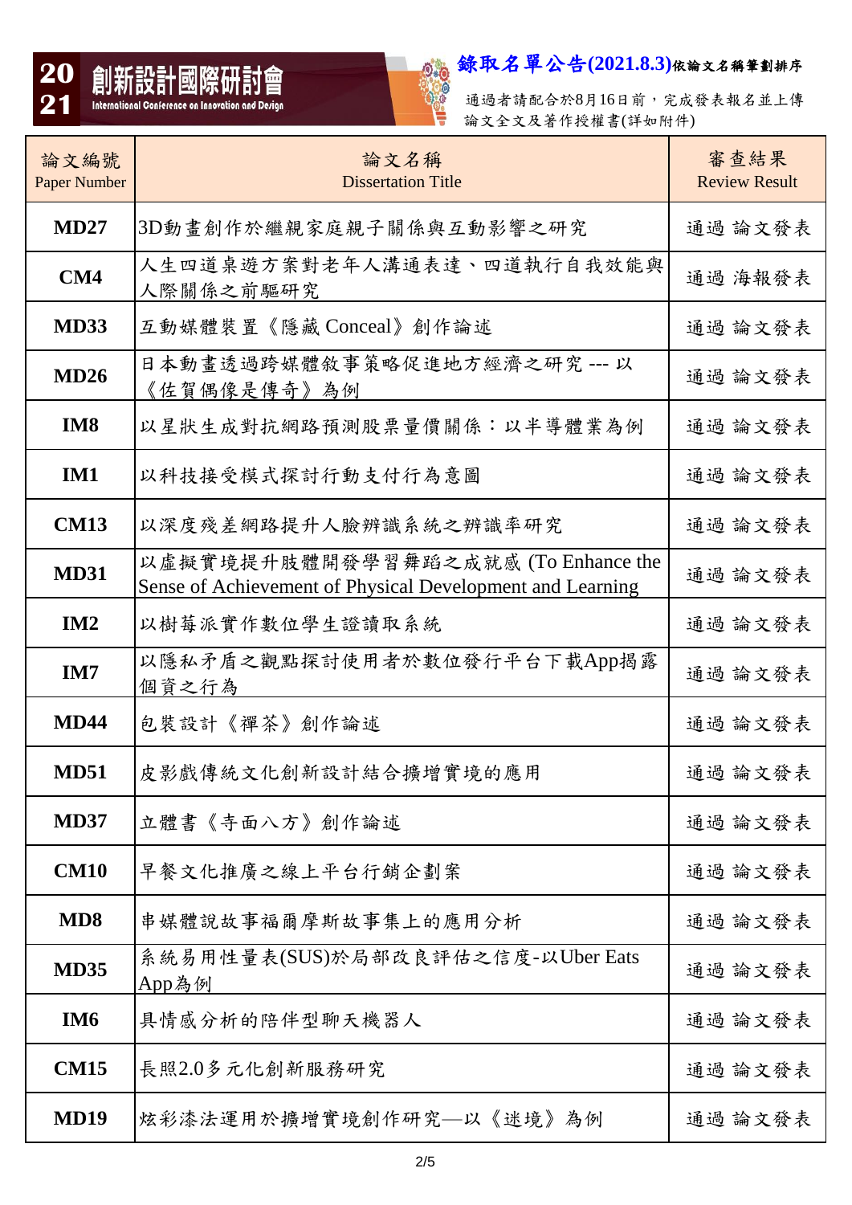# 2021 創新設計國際研討會

International Conference on Innovation and Design

**錄取名單公告(2021.8.3)依論文名稱筆劃排序**

通過者請配合於8月16日前，完成發表報名並上傳論文全文及著作授權書(詳如附件)

| 論文編號 Paper Number | 論文名稱 Dissertation Title | 審查結果 Review Result |
|---|---|---|
| **MD27** | 3D動畫創作於繼親家庭親子關係與互動影響之研究 | 通過 論文發表 |
| **CM4** | 人生四道桌遊方案對老年人溝通表達、四道執行自我效能與人際關係之前驅研究 | 通過 海報發表 |
| **MD33** | 互動媒體裝置《隱藏 Conceal》創作論述 | 通過 論文發表 |
| **MD26** | 日本動畫透過跨媒體敘事策略促進地方經濟之研究 --- 以《佐賀偶像是傳奇》為例 | 通過 論文發表 |
| **IM8** | 以星狀生成對抗網路預測股票量價關係：以半導體業為例 | 通過 論文發表 |
| **IM1** | 以科技接受模式探討行動支付行為意圖 | 通過 論文發表 |
| **CM13** | 以深度殘差網路提升人臉辨識系統之辨識率研究 | 通過 論文發表 |
| **MD31** | 以虛擬實境提升肢體開發學習舞蹈之成就感 (To Enhance the Sense of Achievement of Physical Development and Learning | 通過 論文發表 |
| **IM2** | 以樹莓派實作數位學生證讀取系統 | 通過 論文發表 |
| **IM7** | 以隱私矛盾之觀點探討使用者於數位發行平台下載App揭露個資之行為 | 通過 論文發表 |
| **MD44** | 包裝設計《禪茶》創作論述 | 通過 論文發表 |
| **MD51** | 皮影戲傳統文化創新設計結合擴增實境的應用 | 通過 論文發表 |
| **MD37** | 立體書《寺面八方》創作論述 | 通過 論文發表 |
| **CM10** | 早餐文化推廣之線上平台行銷企劃案 | 通過 論文發表 |
| **MD8** | 串媒體說故事福爾摩斯故事集上的應用分析 | 通過 論文發表 |
| **MD35** | 系統易用性量表(SUS)於局部改良評估之信度-以Uber Eats App為例 | 通過 論文發表 |
| **IM6** | 具情感分析的陪伴型聊天機器人 | 通過 論文發表 |
| **CM15** | 長照2.0多元化創新服務研究 | 通過 論文發表 |
| **MD19** | 炫彩漆法運用於擴增實境創作研究—以《迷境》為例 | 通過 論文發表 |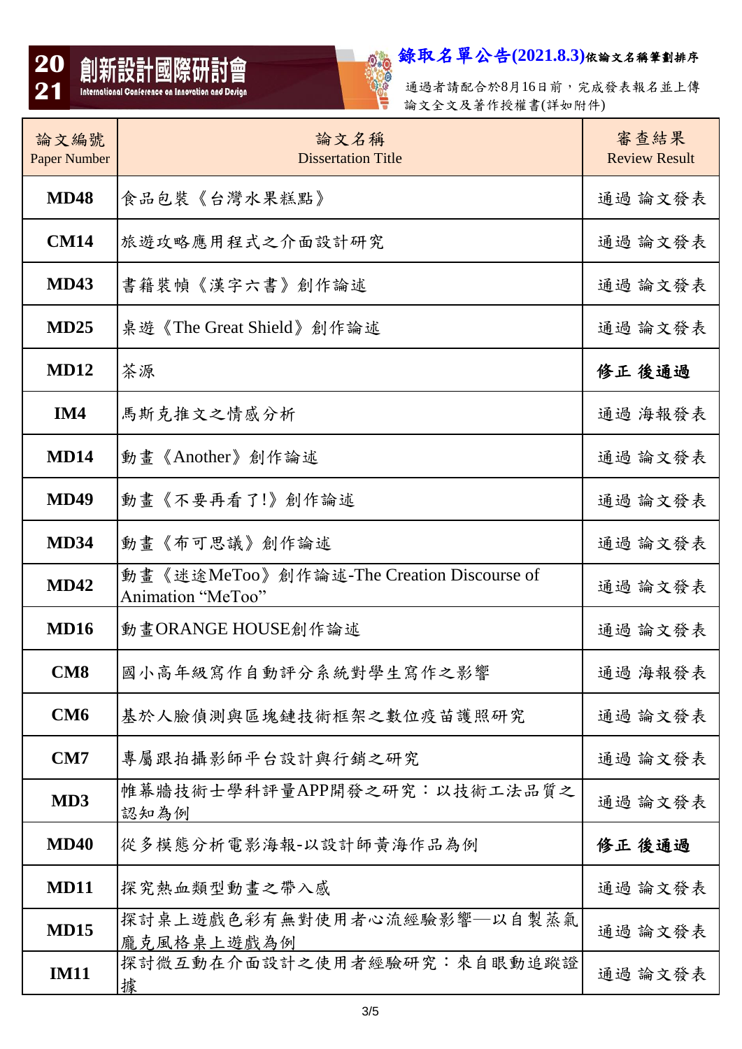# 2021 創新設計國際研討會

International Conference on Innovation and Design

**錄取名單公告(2021.8.3)** 依論文名稱筆劃排序

通過者請配合於8月16日前，完成發表報名並上傳論文全文及著作授權書(詳如附件)

| 論文編號 Paper Number | 論文名稱 Dissertation Title | 審查結果 Review Result |
|---|---|---|
| **MD48** | 食品包裝《台灣水果糕點》 | 通過 論文發表 |
| **CM14** | 旅遊攻略應用程式之介面設計研究 | 通過 論文發表 |
| **MD43** | 書籍裝幀《漢字六書》創作論述 | 通過 論文發表 |
| **MD25** | 桌遊《The Great Shield》創作論述 | 通過 論文發表 |
| **MD12** | 茶源 | **修正 後通過** |
| **IM4** | 馬斯克推文之情感分析 | 通過 海報發表 |
| **MD14** | 動畫《Another》創作論述 | 通過 論文發表 |
| **MD49** | 動畫《不要再看了!》創作論述 | 通過 論文發表 |
| **MD34** | 動畫《布可思議》創作論述 | 通過 論文發表 |
| **MD42** | 動畫《迷途MeToo》創作論述-The Creation Discourse of Animation “MeToo” | 通過 論文發表 |
| **MD16** | 動畫ORANGE HOUSE創作論述 | 通過 論文發表 |
| **CM8** | 國小高年級寫作自動評分系統對學生寫作之影響 | 通過 海報發表 |
| **CM6** | 基於人臉偵測與區塊鏈技術框架之數位疫苗護照研究 | 通過 論文發表 |
| **CM7** | 專屬跟拍攝影師平台設計與行銷之研究 | 通過 論文發表 |
| **MD3** | 帷幕牆技術士學科評量APP開發之研究：以技術工法品質之認知為例 | 通過 論文發表 |
| **MD40** | 從多模態分析電影海報-以設計師黃海作品為例 | **修正 後通過** |
| **MD11** | 探究熱血類型動畫之帶入感 | 通過 論文發表 |
| **MD15** | 探討桌上遊戲色彩有無對使用者心流經驗影響—以自製蒸氣龐克風格桌上遊戲為例 | 通過 論文發表 |
| **IM11** | 探討微互動在介面設計之使用者經驗研究：來自眼動追蹤證據 | 通過 論文發表 |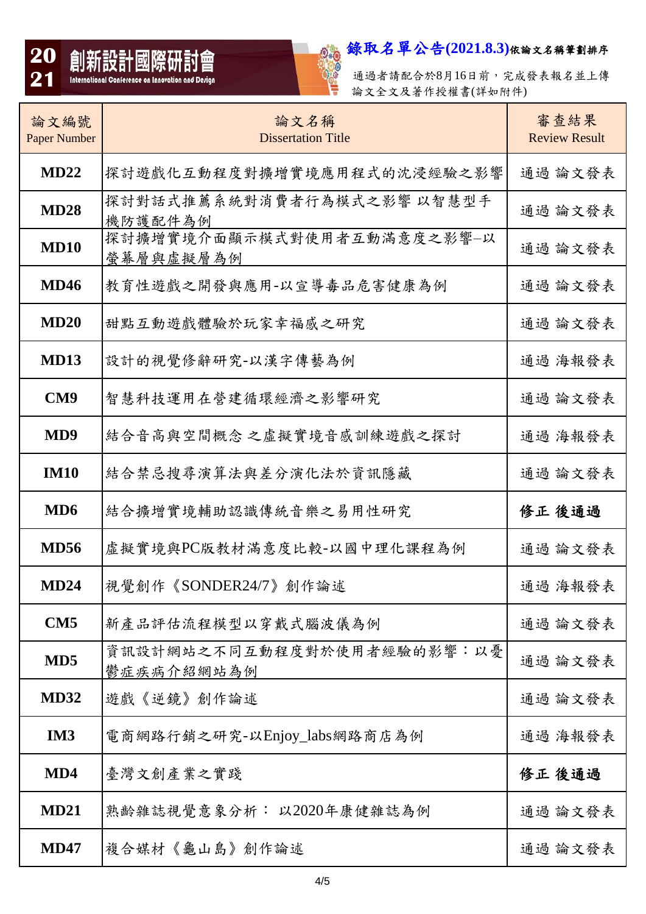# 2021 創新設計國際研討會
International Conference on Innovation and Design

## 錄取名單公告(2021.8.3)依論文名稱筆劃排序

通過者請配合於8月16日前，完成發表報名並上傳論文全文及著作授權書(詳如附件)

| 論文編號 Paper Number | 論文名稱 Dissertation Title | 審查結果 Review Result |
|---|---|---|
| **MD22** | 探討遊戲化互動程度對擴增實境應用程式的沈浸經驗之影響 | 通過 論文發表 |
| **MD28** | 探討對話式推薦系統對消費者行為模式之影響 以智慧型手機防護配件為例 | 通過 論文發表 |
| **MD10** | 探討擴增實境介面顯示模式對使用者互動滿意度之影響–以螢幕層與虛擬層為例 | 通過 論文發表 |
| **MD46** | 教育性遊戲之開發與應用-以宣導毒品危害健康為例 | 通過 論文發表 |
| **MD20** | 甜點互動遊戲體驗於玩家幸福感之研究 | 通過 論文發表 |
| **MD13** | 設計的視覺修辭研究-以漢字傳藝為例 | 通過 海報發表 |
| **CM9** | 智慧科技運用在營建循環經濟之影響研究 | 通過 論文發表 |
| **MD9** | 結合音高與空間概念 之虛擬實境音感訓練遊戲之探討 | 通過 海報發表 |
| **IM10** | 結合禁忌搜尋演算法與差分演化法於資訊隱藏 | 通過 論文發表 |
| **MD6** | 結合擴增實境輔助認識傳統音樂之易用性研究 | **修正 後通過** |
| **MD56** | 虛擬實境與PC版教材滿意度比較-以國中理化課程為例 | 通過 論文發表 |
| **MD24** | 視覺創作《SONDER24/7》創作論述 | 通過 海報發表 |
| **CM5** | 新產品評估流程模型以穿戴式腦波儀為例 | 通過 論文發表 |
| **MD5** | 資訊設計網站之不同互動程度對於使用者經驗的影響：以憂鬱症疾病介紹網站為例 | 通過 論文發表 |
| **MD32** | 遊戲《逆鏡》創作論述 | 通過 論文發表 |
| **IM3** | 電商網路行銷之研究-以Enjoy_labs網路商店為例 | 通過 海報發表 |
| **MD4** | 臺灣文創產業之實踐 | **修正 後通過** |
| **MD21** | 熟齡雜誌視覺意象分析： 以2020年康健雜誌為例 | 通過 論文發表 |
| **MD47** | 複合媒材《龜山島》創作論述 | 通過 論文發表 |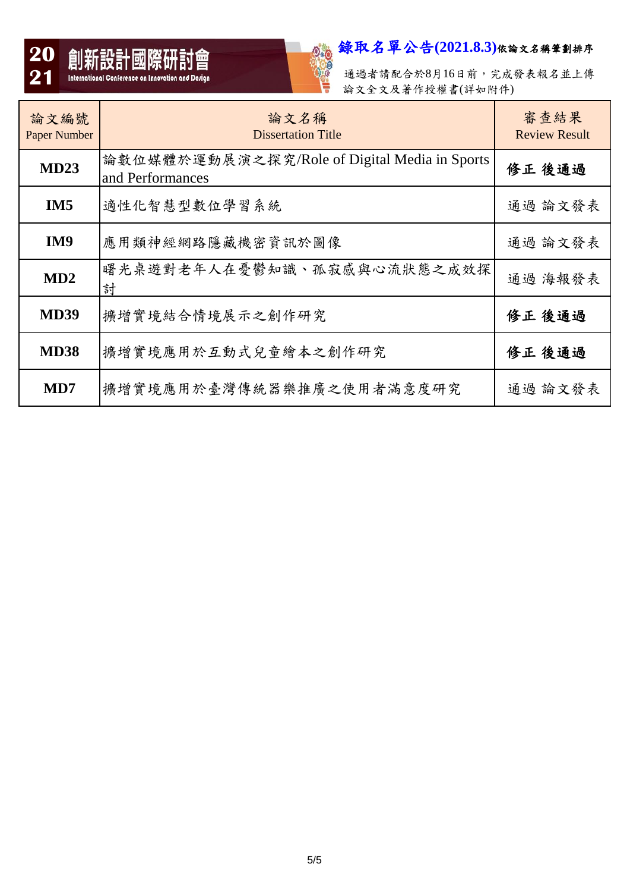# 2021 創新設計國際研討會

International Conference on Innovation and Design

## 錄取名單公告(2021.8.3)依論文名稱筆劃排序

通過者請配合於8月16日前，完成發表報名並上傳論文全文及著作授權書(詳如附件)

| 論文編號 Paper Number | 論文名稱 Dissertation Title | 審查結果 Review Result |
|---|---|---|
| **MD23** | 論數位媒體於運動展演之探究/Role of Digital Media in Sports and Performances | **修正 後通過** |
| **IM5** | 適性化智慧型數位學習系統 | 通過 論文發表 |
| **IM9** | 應用類神經網路隱藏機密資訊於圖像 | 通過 論文發表 |
| **MD2** | 曙光桌遊對老年人在憂鬱知識、孤寂感與心流狀態之成效探討 | 通過 海報發表 |
| **MD39** | 擴增實境結合情境展示之創作研究 | **修正 後通過** |
| **MD38** | 擴增實境應用於互動式兒童繪本之創作研究 | **修正 後通過** |
| **MD7** | 擴增實境應用於臺灣傳統器樂推廣之使用者滿意度研究 | 通過 論文發表 |